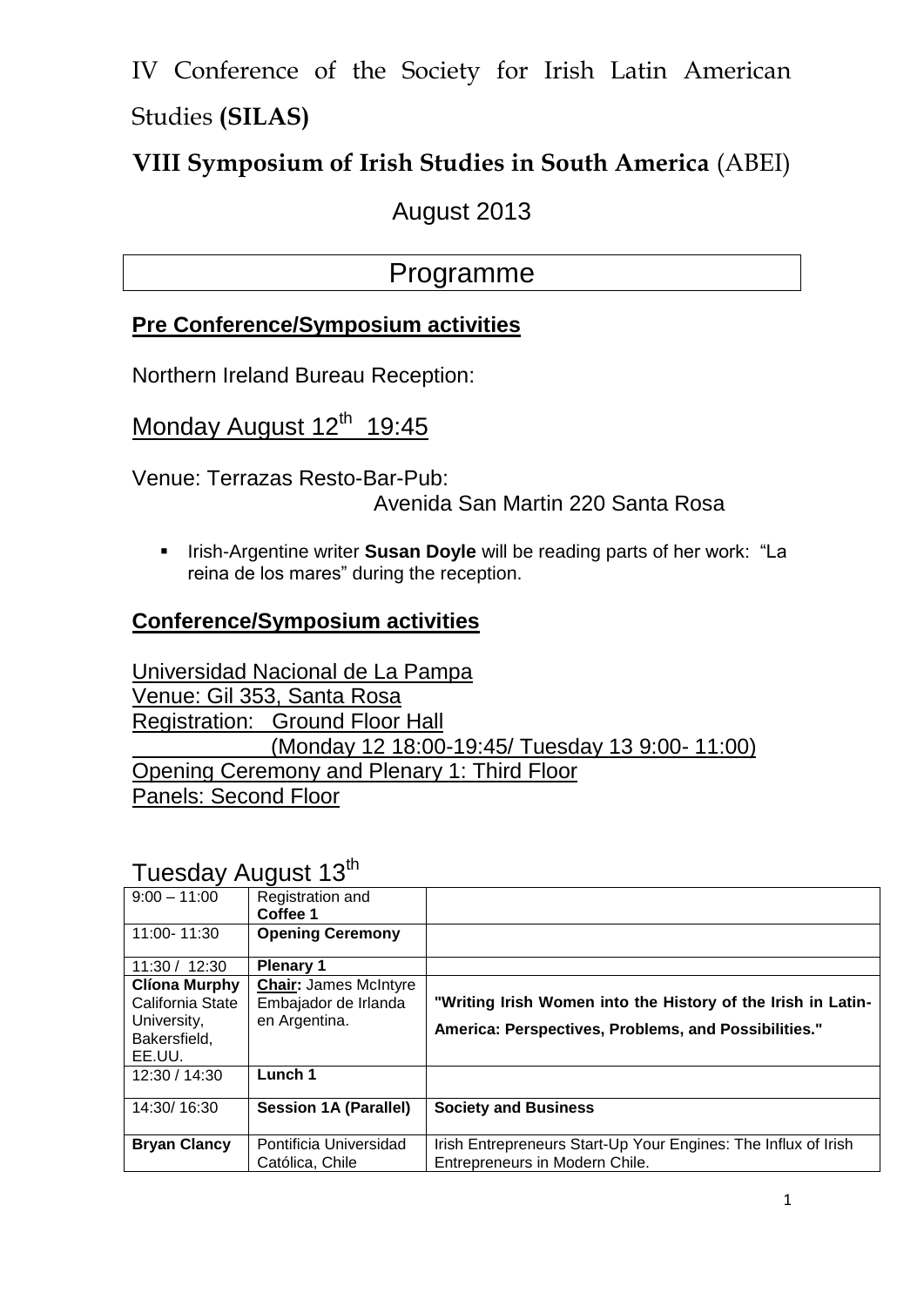# IV Conference of the Society for Irish Latin American Studies **(SILAS)**

## **VIII Symposium of Irish Studies in South America** (ABEI)

August 2013

## Programme

### **Pre Conference/Symposium activities**

Northern Ireland Bureau Reception:

Monday August 12th 19:45

Venue: Terrazas Resto-Bar-Pub:
Avenida San Martin 220 Santa Rosa

- Irish-Argentine writer **Susan Doyle** will be reading parts of her work: "La reina de los mares" during the reception.

### **Conference/Symposium activities**

Universidad Nacional de La Pampa
Venue: Gil 353, Santa Rosa
Registration: Ground Floor Hall
(Monday 12 18:00-19:45/ Tuesday 13 9:00- 11:00)
Opening Ceremony and Plenary 1: Third Floor
Panels: Second Floor

## Tuesday August 13th

| | | |
|---|---|---|
| 9:00 – 11:00 | Registration and **Coffee 1** | |
| 11:00- 11:30 | **Opening Ceremony** | |
| 11:30 / 12:30 | **Plenary 1** | |
| **Clíona Murphy** California State University, Bakersfield, EE.UU. | **Chair:** James McIntyre Embajador de Irlanda en Argentina. | **"Writing Irish Women into the History of the Irish in Latin-America: Perspectives, Problems, and Possibilities."** |
| 12:30 / 14:30 | **Lunch 1** | |
| 14:30/ 16:30 | **Session 1A (Parallel)** | **Society and Business** |
| **Bryan Clancy** | Pontificia Universidad Católica, Chile | Irish Entrepreneurs Start-Up Your Engines: The Influx of Irish Entrepreneurs in Modern Chile. |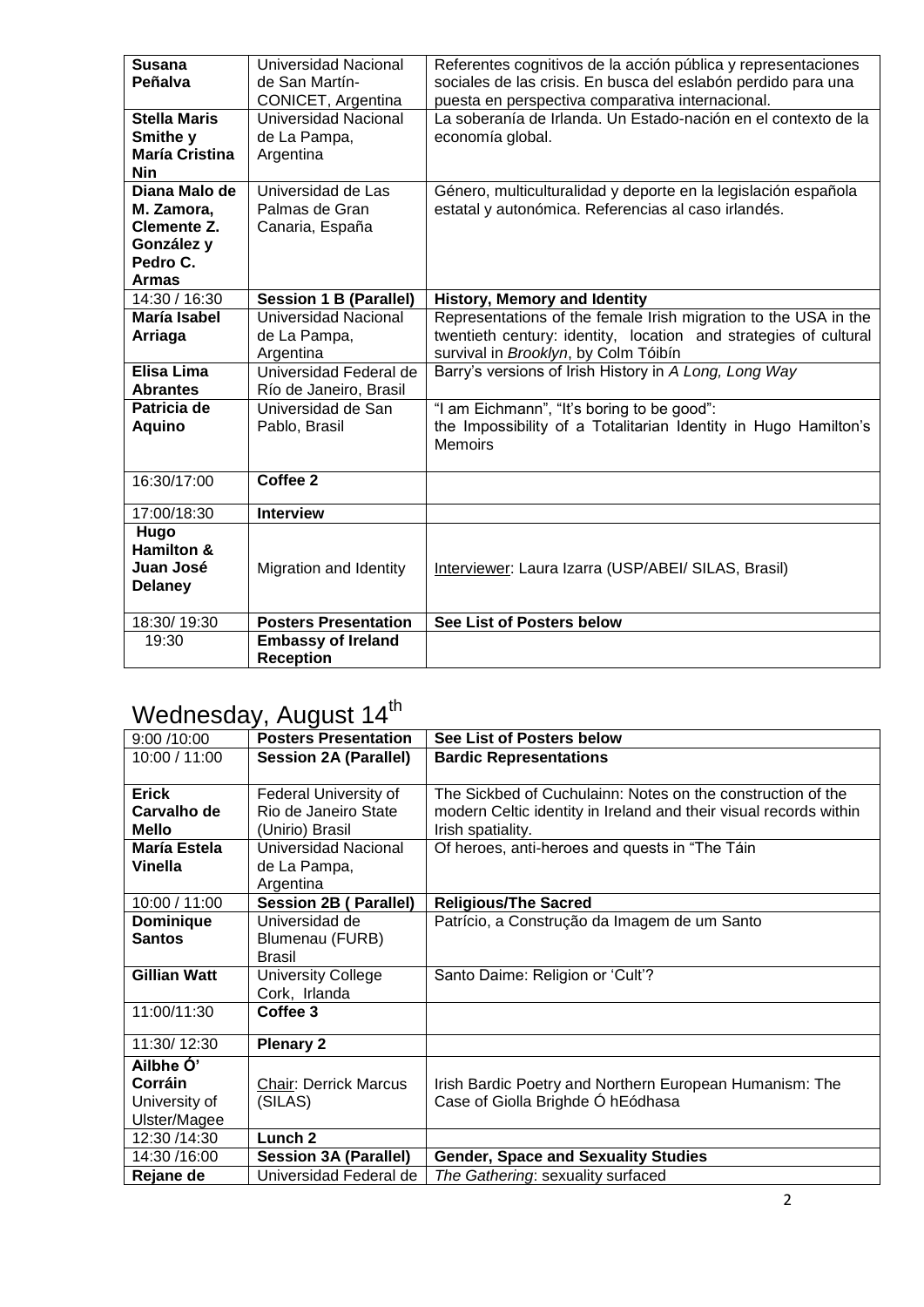| | | |
|---|---|---|
| **Susana Peñalva** | Universidad Nacional de San Martín-CONICET, Argentina | Referentes cognitivos de la acción pública y representaciones sociales de las crisis. En busca del eslabón perdido para una puesta en perspectiva comparativa internacional. |
| **Stella Maris Smithe y María Cristina Nin** | Universidad Nacional de La Pampa, Argentina | La soberanía de Irlanda. Un Estado-nación en el contexto de la economía global. |
| **Diana Malo de M. Zamora, Clemente Z. González y Pedro C. Armas** | Universidad de Las Palmas de Gran Canaria, España | Género, multiculturalidad y deporte en la legislación española estatal y autonómica. Referencias al caso irlandés. |
| 14:30 / 16:30 | **Session 1 B (Parallel)** | **History, Memory and Identity** |
| **María Isabel Arriaga** | Universidad Nacional de La Pampa, Argentina | Representations of the female Irish migration to the USA in the twentieth century: identity, location and strategies of cultural survival in *Brooklyn*, by Colm Tóibín |
| **Elisa Lima Abrantes** | Universidad Federal de Río de Janeiro, Brasil | Barry's versions of Irish History in *A Long, Long Way* |
| **Patricia de Aquino** | Universidad de San Pablo, Brasil | "I am Eichmann", "It's boring to be good": the Impossibility of a Totalitarian Identity in Hugo Hamilton's Memoirs |
| 16:30/17:00 | **Coffee 2** | |
| 17:00/18:30 | **Interview** | |
| **Hugo Hamilton & Juan José Delaney** | Migration and Identity | Interviewer: Laura Izarra (USP/ABEI/ SILAS, Brasil) |
| 18:30/ 19:30 | **Posters Presentation** | **See List of Posters below** |
| 19:30 | **Embassy of Ireland Reception** | |

# Wednesday, August 14th

| | | |
|---|---|---|
| 9:00 /10:00 | **Posters Presentation** | **See List of Posters below** |
| 10:00 / 11:00 | **Session 2A (Parallel)** | **Bardic Representations** |
| **Erick Carvalho de Mello** | Federal University of Rio de Janeiro State (Unirio) Brasil | The Sickbed of Cuchulainn: Notes on the construction of the modern Celtic identity in Ireland and their visual records within Irish spatiality. |
| **María Estela Vinella** | Universidad Nacional de La Pampa, Argentina | Of heroes, anti-heroes and quests in "The Táin |
| 10:00 / 11:00 | **Session 2B ( Parallel)** | **Religious/The Sacred** |
| **Dominique Santos** | Universidad de Blumenau (FURB) Brasil | Patrício, a Construção da Imagem de um Santo |
| **Gillian Watt** | University College Cork, Irlanda | Santo Daime: Religion or 'Cult'? |
| 11:00/11:30 | **Coffee 3** | |
| 11:30/ 12:30 | **Plenary 2** | |
| **Ailbhe Ó' Corráin** University of Ulster/Magee | Chair: Derrick Marcus (SILAS) | Irish Bardic Poetry and Northern European Humanism: The Case of Giolla Brighde Ó hEódhasa |
| 12:30 /14:30 | **Lunch 2** | |
| 14:30 /16:00 | **Session 3A (Parallel)** | **Gender, Space and Sexuality Studies** |
| **Rejane de** | Universidad Federal de | *The Gathering*: sexuality surfaced |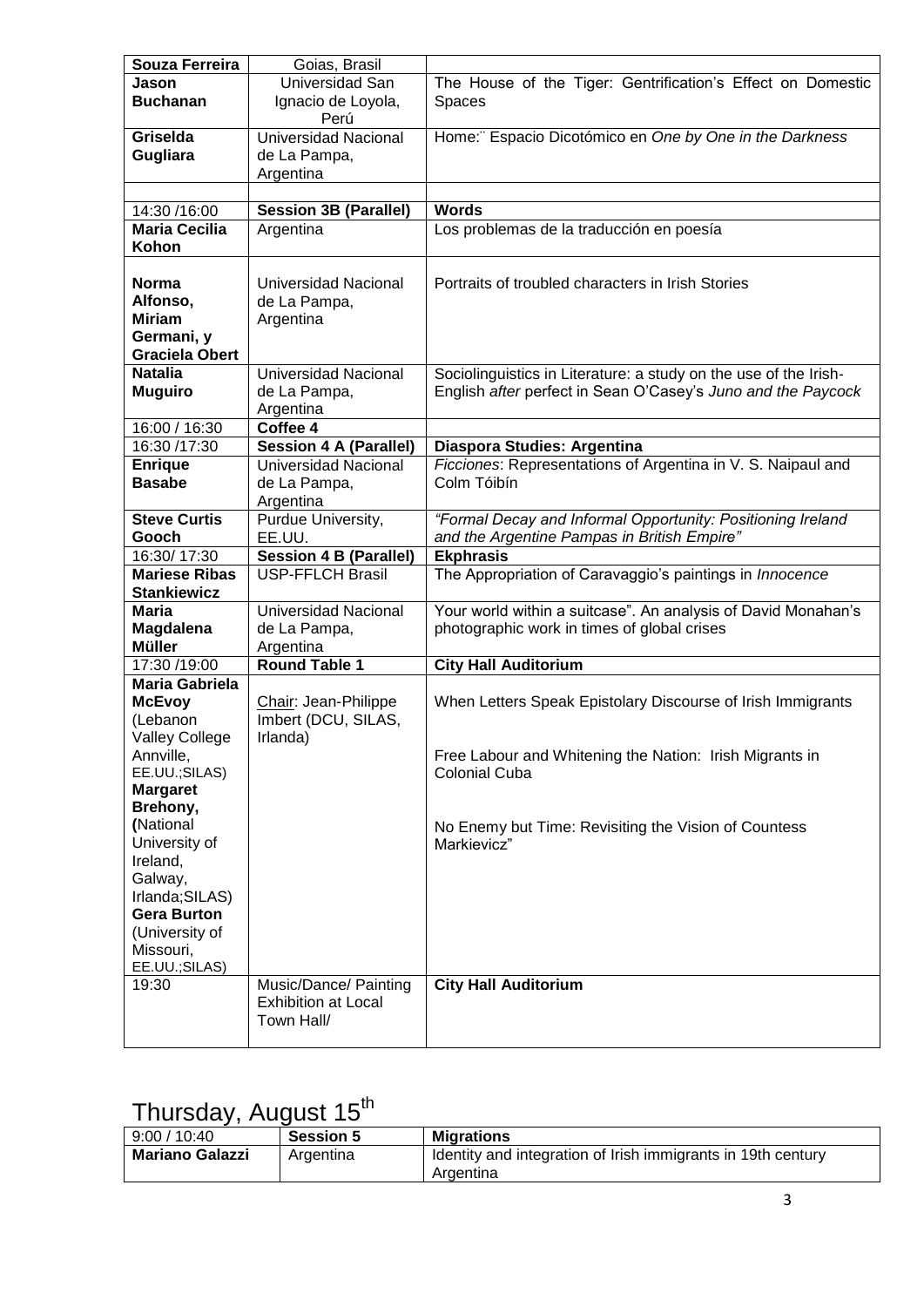| | | |
|---|---|---|
| **Souza Ferreira** | Goias, Brasil | |
| **Jason Buchanan** | Universidad San Ignacio de Loyola, Perú | The House of the Tiger: Gentrification's Effect on Domestic Spaces |
| **Griselda Gugliara** | Universidad Nacional de La Pampa, Argentina | Home:¨ Espacio Dicotómico en *One by One in the Darkness* |
| | | |
| 14:30 /16:00 | **Session 3B (Parallel)** | **Words** |
| **Maria Cecilia Kohon** | Argentina | Los problemas de la traducción en poesía |
| **Norma Alfonso, Miriam Germani, y Graciela Obert** | Universidad Nacional de La Pampa, Argentina | Portraits of troubled characters in Irish Stories |
| **Natalia Muguiro** | Universidad Nacional de La Pampa, Argentina | Sociolinguistics in Literature: a study on the use of the Irish-English *after* perfect in Sean O'Casey's *Juno and the Paycock* |
| 16:00 / 16:30 | **Coffee 4** | |
| 16:30 /17:30 | **Session 4 A (Parallel)** | **Diaspora Studies: Argentina** |
| **Enrique Basabe** | Universidad Nacional de La Pampa, Argentina | *Ficciones*: Representations of Argentina in V. S. Naipaul and Colm Tóibín |
| **Steve Curtis Gooch** | Purdue University, EE.UU. | *"Formal Decay and Informal Opportunity: Positioning Ireland and the Argentine Pampas in British Empire"* |
| 16:30/ 17:30 | **Session 4 B (Parallel)** | **Ekphrasis** |
| **Mariese Ribas Stankiewicz** | USP-FFLCH Brasil | The Appropriation of Caravaggio's paintings in *Innocence* |
| **Maria Magdalena Müller** | Universidad Nacional de La Pampa, Argentina | Your world within a suitcase". An analysis of David Monahan's photographic work in times of global crises |
| 17:30 /19:00 | **Round Table 1** | **City Hall Auditorium** |
| **Maria Gabriela McEvoy** (Lebanon Valley College Annville, EE.UU.;SILAS) **Margaret Brehony, (**National University of Ireland, Galway, Irlanda;SILAS) **Gera Burton** (University of Missouri, EE.UU.;SILAS) | Chair: Jean-Philippe Imbert (DCU, SILAS, Irlanda) | When Letters Speak Epistolary Discourse of Irish Immigrants<br><br>Free Labour and Whitening the Nation: Irish Migrants in Colonial Cuba<br><br>No Enemy but Time: Revisiting the Vision of Countess Markievicz" |
| 19:30 | Music/Dance/ Painting Exhibition at Local Town Hall/ | **City Hall Auditorium** |

# Thursday, August 15th

| | | |
|---|---|---|
| 9:00 / 10:40 | **Session 5** | **Migrations** |
| **Mariano Galazzi** | Argentina | Identity and integration of Irish immigrants in 19th century Argentina |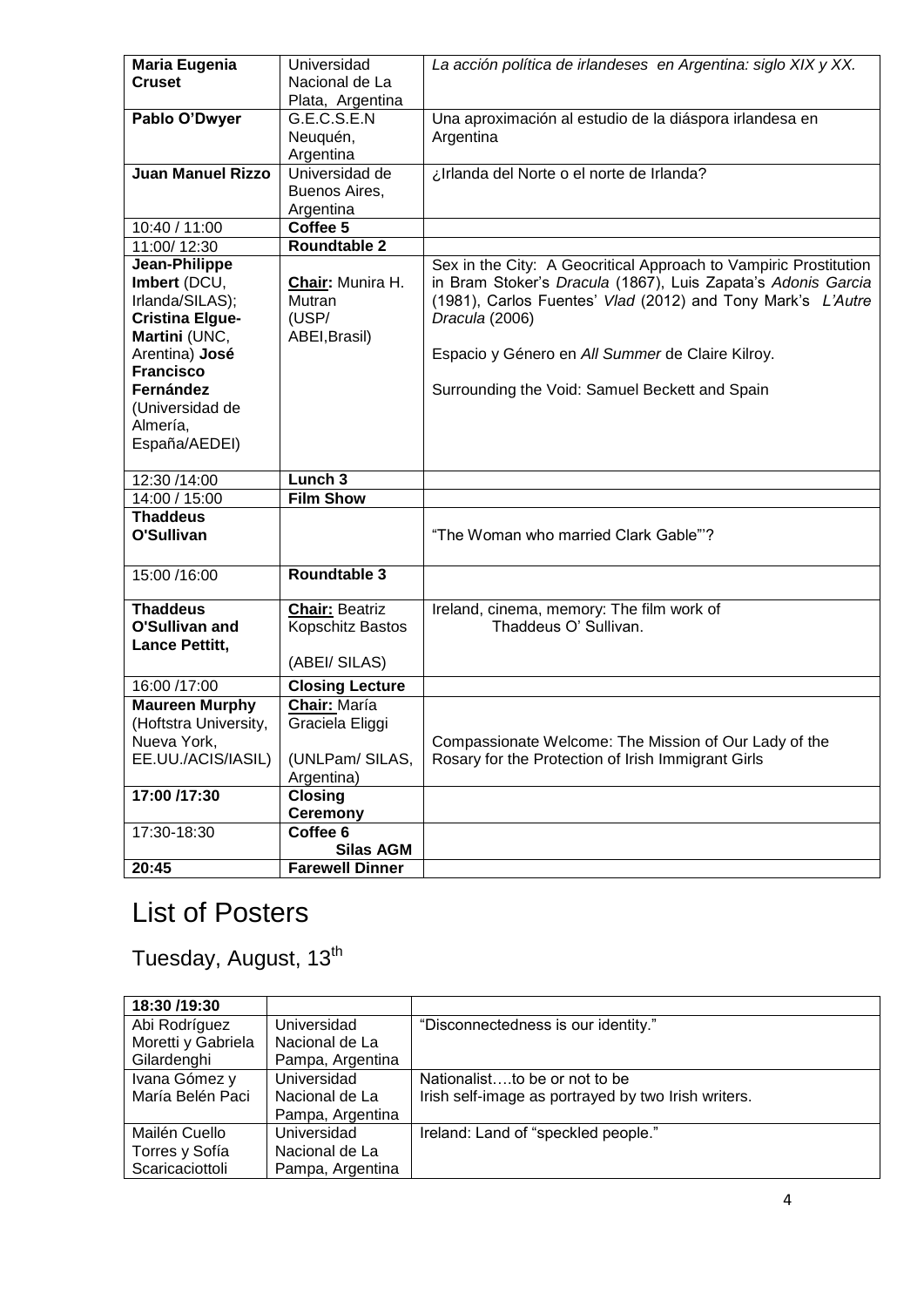| | | |
|---|---|---|
| **Maria Eugenia Cruset** | Universidad Nacional de La Plata, Argentina | *La acción política de irlandeses en Argentina: siglo XIX y XX.* |
| **Pablo O'Dwyer** | G.E.C.S.E.N Neuquén, Argentina | Una aproximación al estudio de la diáspora irlandesa en Argentina |
| **Juan Manuel Rizzo** | Universidad de Buenos Aires, Argentina | ¿Irlanda del Norte o el norte de Irlanda? |
| 10:40 / 11:00 | **Coffee 5** | |
| 11:00/ 12:30 | **Roundtable 2** | |
| **Jean-Philippe Imbert** (DCU, Irlanda/SILAS); **Cristina Elgue-Martini** (UNC, Arentina) **José Francisco Fernández** (Universidad de Almería, España/AEDEI) | **Chair:** Munira H. Mutran (USP/ ABEI,Brasil) | Sex in the City: A Geocritical Approach to Vampiric Prostitution in Bram Stoker's *Dracula* (1867), Luis Zapata's *Adonis Garcia* (1981), Carlos Fuentes' *Vlad* (2012) and Tony Mark's *L'Autre Dracula* (2006)<br><br>Espacio y Género en *All Summer* de Claire Kilroy.<br><br>Surrounding the Void: Samuel Beckett and Spain |
| 12:30 /14:00 | **Lunch 3** | |
| 14:00 / 15:00 | **Film Show** | |
| **Thaddeus O'Sullivan** | | "The Woman who married Clark Gable"'? |
| 15:00 /16:00 | **Roundtable 3** | |
| **Thaddeus O'Sullivan and Lance Pettitt,** | **Chair:** Beatriz Kopschitz Bastos<br><br>(ABEI/ SILAS) | Ireland, cinema, memory: The film work of Thaddeus O' Sullivan. |
| 16:00 /17:00 | **Closing Lecture** | |
| **Maureen Murphy** (Hoftstra University, Nueva York, EE.UU./ACIS/IASIL) | **Chair:** María Graciela Eliggi<br><br>(UNLPam/ SILAS, Argentina) | Compassionate Welcome: The Mission of Our Lady of the Rosary for the Protection of Irish Immigrant Girls |
| **17:00 /17:30** | **Closing Ceremony** | |
| 17:30-18:30 | **Coffee 6**<br>**Silas AGM** | |
| **20:45** | **Farewell Dinner** | |

# List of Posters

## Tuesday, August, 13th

| **18:30 /19:30** | | |
|---|---|---|
| Abi Rodríguez Moretti y Gabriela Gilardenghi | Universidad Nacional de La Pampa, Argentina | "Disconnectedness is our identity." |
| Ivana Gómez y María Belén Paci | Universidad Nacional de La Pampa, Argentina | Nationalist….to be or not to be<br>Irish self-image as portrayed by two Irish writers. |
| Mailén Cuello Torres y Sofía Scaricaciottoli | Universidad Nacional de La Pampa, Argentina | Ireland: Land of "speckled people." |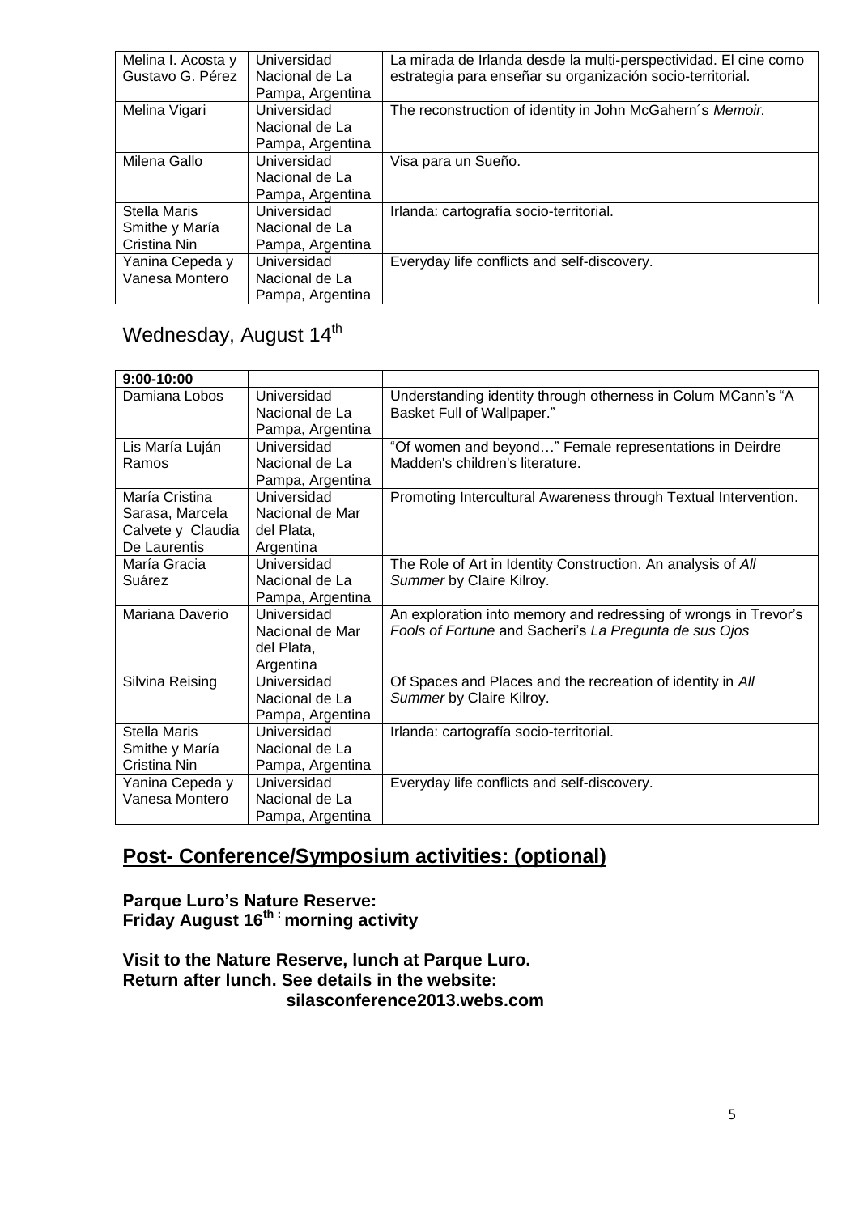| | | |
|---|---|---|
| Melina I. Acosta y Gustavo G. Pérez | Universidad Nacional de La Pampa, Argentina | La mirada de Irlanda desde la multi-perspectividad. El cine como estrategia para enseñar su organización socio-territorial. |
| Melina Vigari | Universidad Nacional de La Pampa, Argentina | The reconstruction of identity in John McGahern´s *Memoir.* |
| Milena Gallo | Universidad Nacional de La Pampa, Argentina | Visa para un Sueño. |
| Stella Maris Smithe y María Cristina Nin | Universidad Nacional de La Pampa, Argentina | Irlanda: cartografía socio-territorial. |
| Yanina Cepeda y Vanesa Montero | Universidad Nacional de La Pampa, Argentina | Everyday life conflicts and self-discovery. |

## Wednesday, August 14th

| 9:00-10:00 | | |
|---|---|---|
| Damiana Lobos | Universidad Nacional de La Pampa, Argentina | Understanding identity through otherness in Colum MCann's "A Basket Full of Wallpaper." |
| Lis María Luján Ramos | Universidad Nacional de La Pampa, Argentina | "Of women and beyond…" Female representations in Deirdre Madden's children's literature. |
| María Cristina Sarasa, Marcela Calvete y Claudia De Laurentis | Universidad Nacional de Mar del Plata, Argentina | Promoting Intercultural Awareness through Textual Intervention. |
| María Gracia Suárez | Universidad Nacional de La Pampa, Argentina | The Role of Art in Identity Construction. An analysis of *All Summer* by Claire Kilroy. |
| Mariana Daverio | Universidad Nacional de Mar del Plata, Argentina | An exploration into memory and redressing of wrongs in Trevor's *Fools of Fortune* and Sacheri's *La Pregunta de sus Ojos* |
| Silvina Reising | Universidad Nacional de La Pampa, Argentina | Of Spaces and Places and the recreation of identity in *All Summer* by Claire Kilroy. |
| Stella Maris Smithe y María Cristina Nin | Universidad Nacional de La Pampa, Argentina | Irlanda: cartografía socio-territorial. |
| Yanina Cepeda y Vanesa Montero | Universidad Nacional de La Pampa, Argentina | Everyday life conflicts and self-discovery. |

## Post- Conference/Symposium activities: (optional)

**Parque Luro's Nature Reserve:**
**Friday August 16th : morning activity**

**Visit to the Nature Reserve, lunch at Parque Luro.**
**Return after lunch. See details in the website:**
**silasconference2013.webs.com**